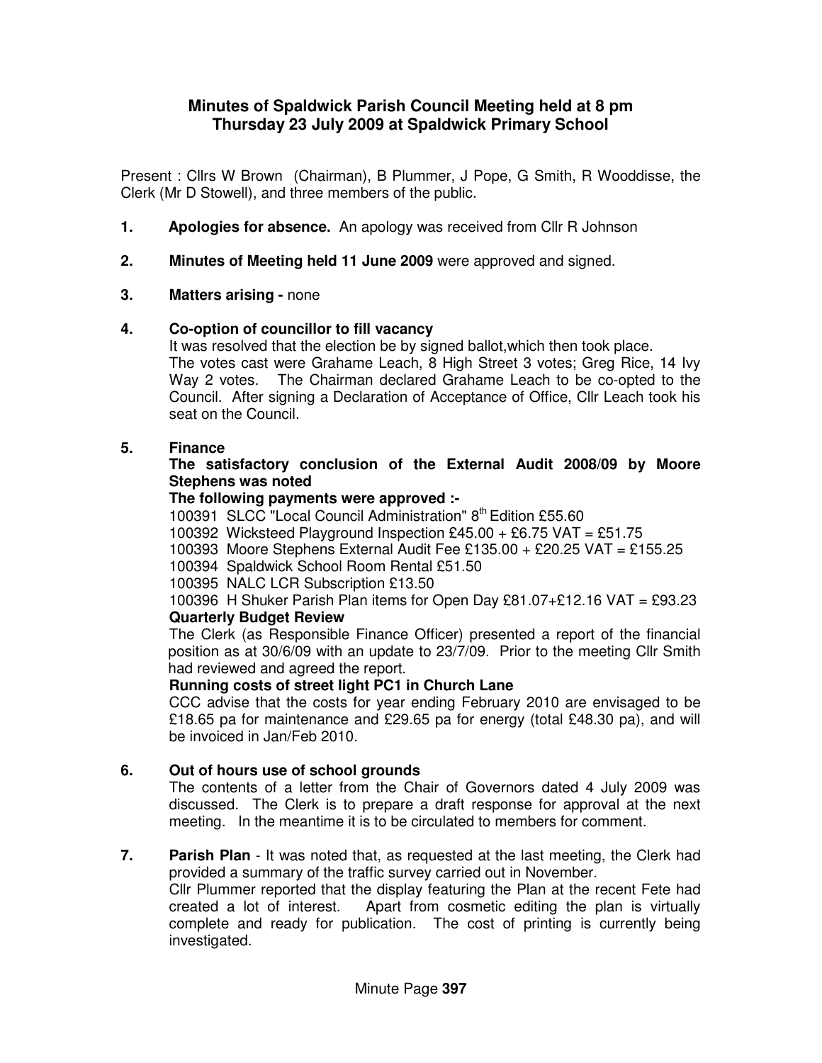## Minutes of Spaldwick Parish Council Meeting held at 8 pm Thursday 23 July 2009 at Spaldwick Primary School

Present : Cllrs W Brown (Chairman), B Plummer, J Pope, G Smith, R Wooddisse, the Clerk (Mr D Stowell), and three members of the public.

1. **Apologies for absence.** An apology was received from Cllr R Johnson

2. **Minutes of Meeting held 11 June 2009** were approved and signed.

3. **Matters arising -** none

4. **Co-option of councillor to fill vacancy**
   It was resolved that the election be by signed ballot,which then took place. The votes cast were Grahame Leach, 8 High Street 3 votes; Greg Rice, 14 Ivy Way 2 votes. The Chairman declared Grahame Leach to be co-opted to the Council. After signing a Declaration of Acceptance of Office, Cllr Leach took his seat on the Council.

5. **Finance**
   **The satisfactory conclusion of the External Audit 2008/09 by Moore Stephens was noted**
   **The following payments were approved :-**
   100391 SLCC "Local Council Administration" 8th Edition £55.60
   100392 Wicksteed Playground Inspection £45.00 + £6.75 VAT = £51.75
   100393 Moore Stephens External Audit Fee £135.00 + £20.25 VAT = £155.25
   100394 Spaldwick School Room Rental £51.50
   100395 NALC LCR Subscription £13.50
   100396 H Shuker Parish Plan items for Open Day £81.07+£12.16 VAT = £93.23
   **Quarterly Budget Review**
   The Clerk (as Responsible Finance Officer) presented a report of the financial position as at 30/6/09 with an update to 23/7/09. Prior to the meeting Cllr Smith had reviewed and agreed the report.
   **Running costs of street light PC1 in Church Lane**
   CCC advise that the costs for year ending February 2010 are envisaged to be £18.65 pa for maintenance and £29.65 pa for energy (total £48.30 pa), and will be invoiced in Jan/Feb 2010.

6. **Out of hours use of school grounds**
   The contents of a letter from the Chair of Governors dated 4 July 2009 was discussed. The Clerk is to prepare a draft response for approval at the next meeting. In the meantime it is to be circulated to members for comment.

7. **Parish Plan** - It was noted that, as requested at the last meeting, the Clerk had provided a summary of the traffic survey carried out in November.
   Cllr Plummer reported that the display featuring the Plan at the recent Fete had created a lot of interest. Apart from cosmetic editing the plan is virtually complete and ready for publication. The cost of printing is currently being investigated.

Minute Page **397**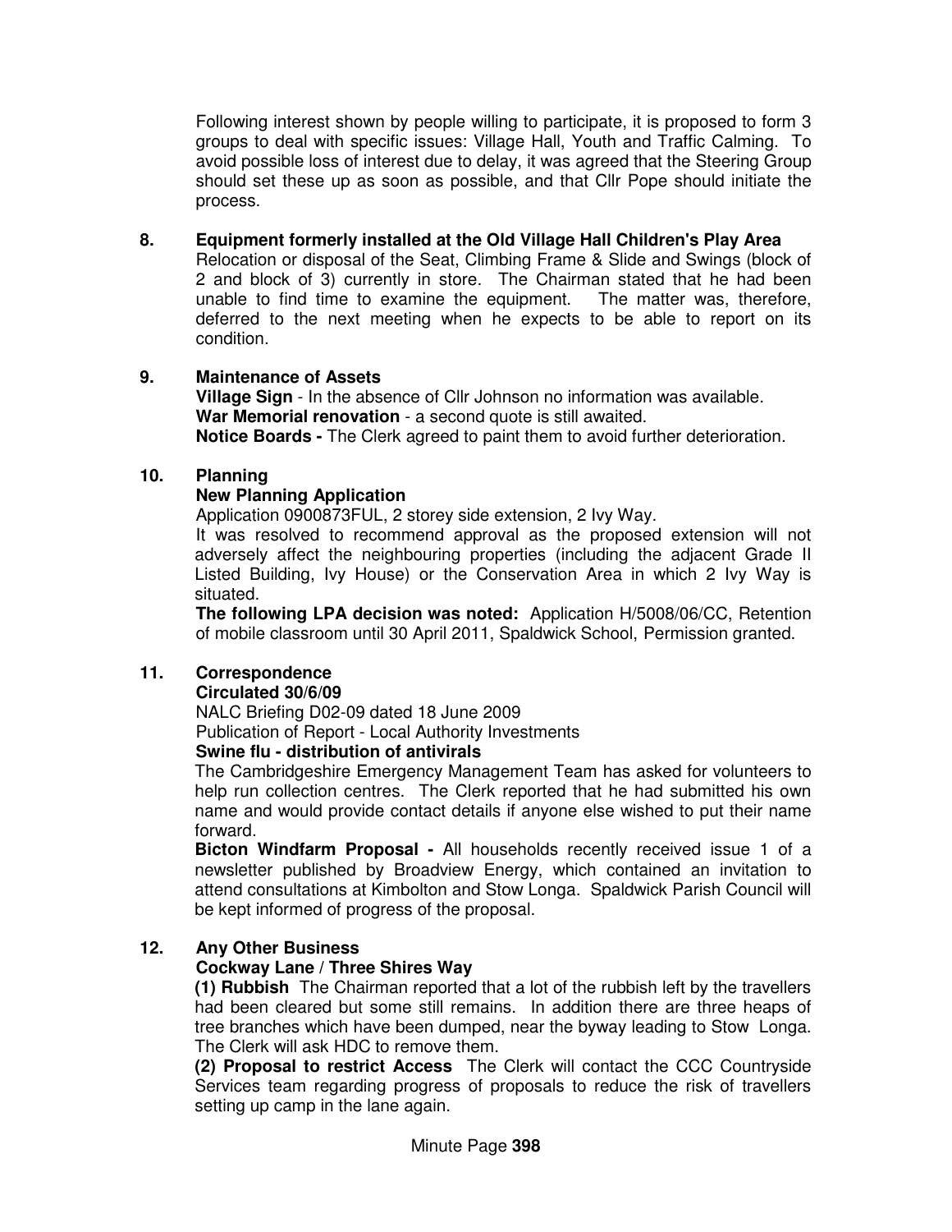Following interest shown by people willing to participate, it is proposed to form 3 groups to deal with specific issues: Village Hall, Youth and Traffic Calming. To avoid possible loss of interest due to delay, it was agreed that the Steering Group should set these up as soon as possible, and that Cllr Pope should initiate the process.

**8. Equipment formerly installed at the Old Village Hall Children's Play Area**

Relocation or disposal of the Seat, Climbing Frame & Slide and Swings (block of 2 and block of 3) currently in store. The Chairman stated that he had been unable to find time to examine the equipment. The matter was, therefore, deferred to the next meeting when he expects to be able to report on its condition.

**9. Maintenance of Assets**

**Village Sign** - In the absence of Cllr Johnson no information was available.
**War Memorial renovation** - a second quote is still awaited.
**Notice Boards -** The Clerk agreed to paint them to avoid further deterioration.

**10. Planning**

**New Planning Application**

Application 0900873FUL, 2 storey side extension, 2 Ivy Way.

It was resolved to recommend approval as the proposed extension will not adversely affect the neighbouring properties (including the adjacent Grade II Listed Building, Ivy House) or the Conservation Area in which 2 Ivy Way is situated.

**The following LPA decision was noted:** Application H/5008/06/CC, Retention of mobile classroom until 30 April 2011, Spaldwick School, Permission granted.

**11. Correspondence**

**Circulated 30/6/09**

NALC Briefing D02-09 dated 18 June 2009
Publication of Report - Local Authority Investments

**Swine flu - distribution of antivirals**

The Cambridgeshire Emergency Management Team has asked for volunteers to help run collection centres. The Clerk reported that he had submitted his own name and would provide contact details if anyone else wished to put their name forward.

**Bicton Windfarm Proposal -** All households recently received issue 1 of a newsletter published by Broadview Energy, which contained an invitation to attend consultations at Kimbolton and Stow Longa. Spaldwick Parish Council will be kept informed of progress of the proposal.

**12. Any Other Business**

**Cockway Lane / Three Shires Way**

**(1) Rubbish** The Chairman reported that a lot of the rubbish left by the travellers had been cleared but some still remains. In addition there are three heaps of tree branches which have been dumped, near the byway leading to Stow Longa. The Clerk will ask HDC to remove them.

**(2) Proposal to restrict Access** The Clerk will contact the CCC Countryside Services team regarding progress of proposals to reduce the risk of travellers setting up camp in the lane again.

Minute Page **398**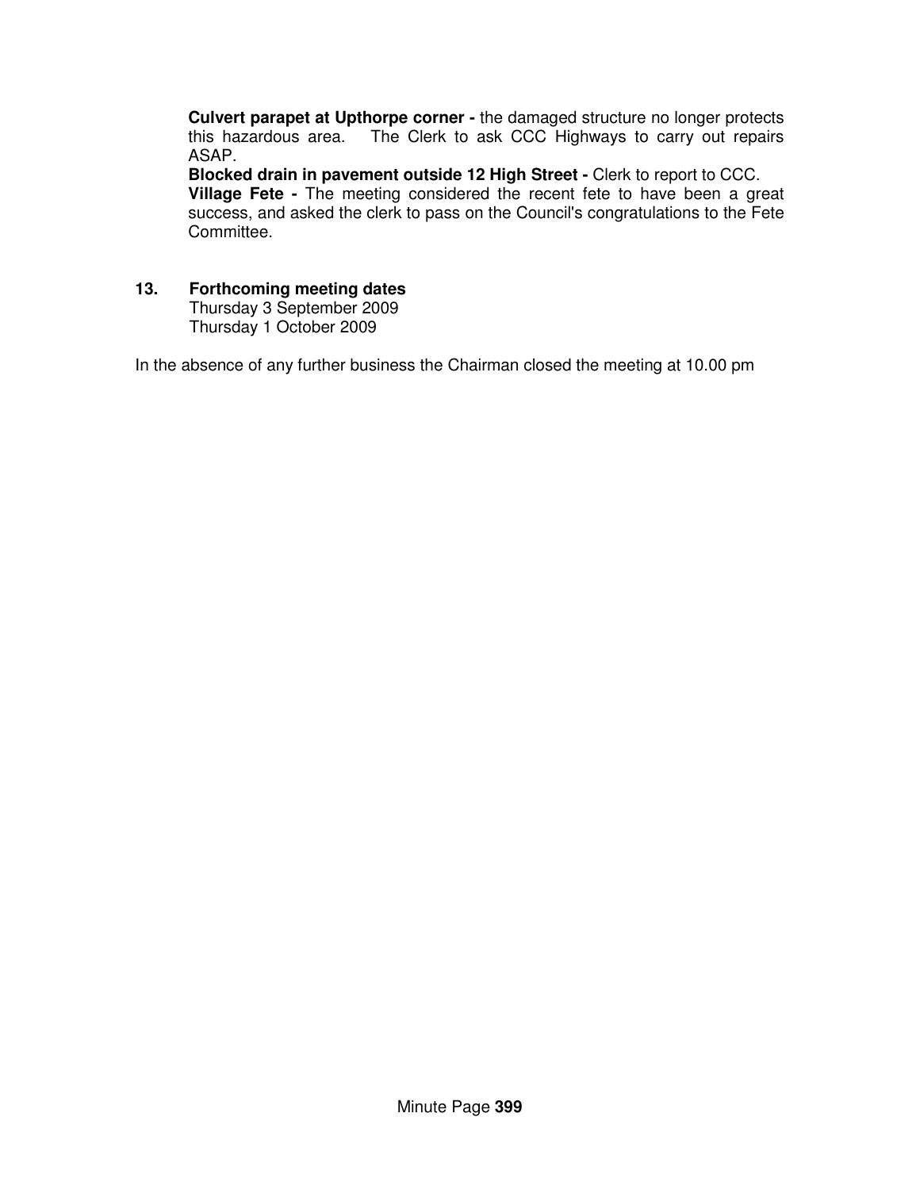**Culvert parapet at Upthorpe corner -** the damaged structure no longer protects this hazardous area. The Clerk to ask CCC Highways to carry out repairs ASAP.

**Blocked drain in pavement outside 12 High Street -** Clerk to report to CCC.

**Village Fete -** The meeting considered the recent fete to have been a great success, and asked the clerk to pass on the Council's congratulations to the Fete Committee.

**13. Forthcoming meeting dates**

Thursday 3 September 2009
Thursday 1 October 2009

In the absence of any further business the Chairman closed the meeting at 10.00 pm

Minute Page **399**